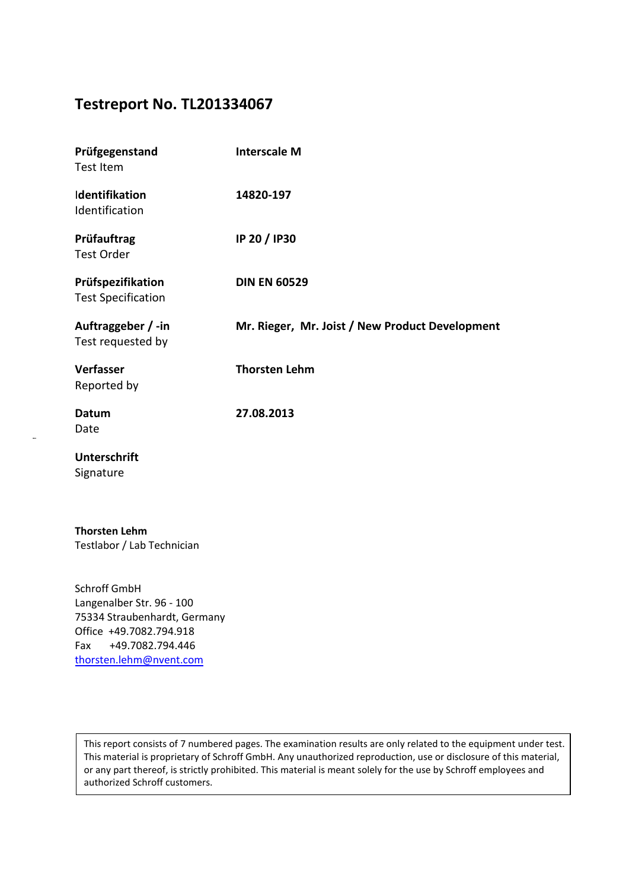# Testreport No. TL201334067

| | |
|---|---|
| **Prüfgegenstand**<br>Test Item | **Interscale M** |
| **Identifikation**<br>Identification | **14820-197** |
| **Prüfauftrag**<br>Test Order | **IP 20 / IP30** |
| **Prüfspezifikation**<br>Test Specification | **DIN EN 60529** |
| **Auftraggeber / -in**<br>Test requested by | **Mr. Rieger, Mr. Joist / New Product Development** |
| **Verfasser**<br>Reported by | **Thorsten Lehm** |
| **Datum**<br>Date | **27.08.2013** |
| **Unterschrift**<br>Signature | |

**Thorsten Lehm**
Testlabor / Lab Technician

Schroff GmbH
Langenalber Str. 96 - 100
75334 Straubenhardt, Germany
Office +49.7082.794.918
Fax +49.7082.794.446
thorsten.lehm@nvent.com

> This report consists of 7 numbered pages. The examination results are only related to the equipment under test. This material is proprietary of Schroff GmbH. Any unauthorized reproduction, use or disclosure of this material, or any part thereof, is strictly prohibited. This material is meant solely for the use by Schroff employees and authorized Schroff customers.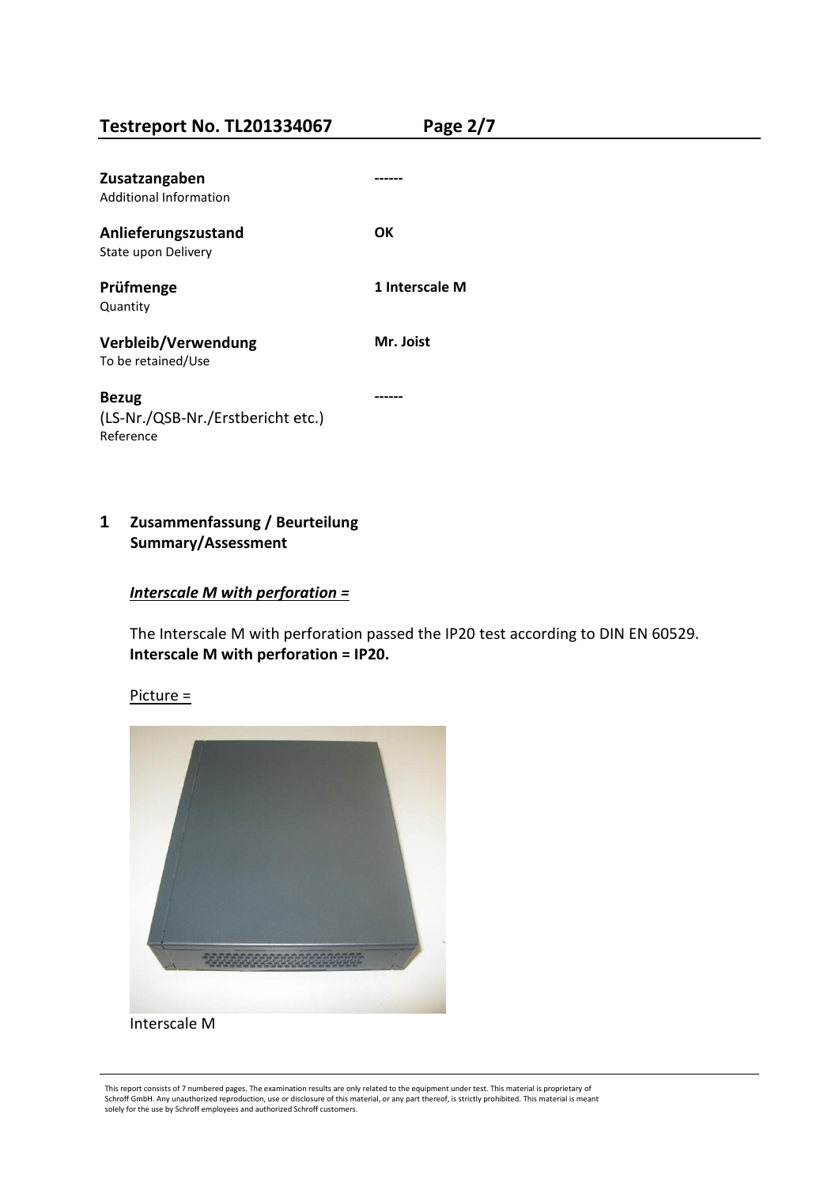| | |
|---|---|
| **Zusatzangaben**<br>Additional Information | **------** |
| **Anlieferungszustand**<br>State upon Delivery | **OK** |
| **Prüfmenge**<br>Quantity | **1 Interscale M** |
| **Verbleib/Verwendung**<br>To be retained/Use | **Mr. Joist** |
| **Bezug**<br>(LS-Nr./QSB-Nr./Erstbericht etc.)<br>Reference | **------** |

## 1 Zusammenfassung / Beurteilung<br>Summary/Assessment

***Interscale M with perforation =***

The Interscale M with perforation passed the IP20 test according to DIN EN 60529.
**Interscale M with perforation = IP20.**

Picture =

Interscale M

This report consists of 7 numbered pages. The examination results are only related to the equipment under test. This material is proprietary of Schroff GmbH. Any unauthorized reproduction, use or disclosure of this material, or any part thereof, is strictly prohibited. This material is meant solely for the use by Schroff employees and authorized Schroff customers.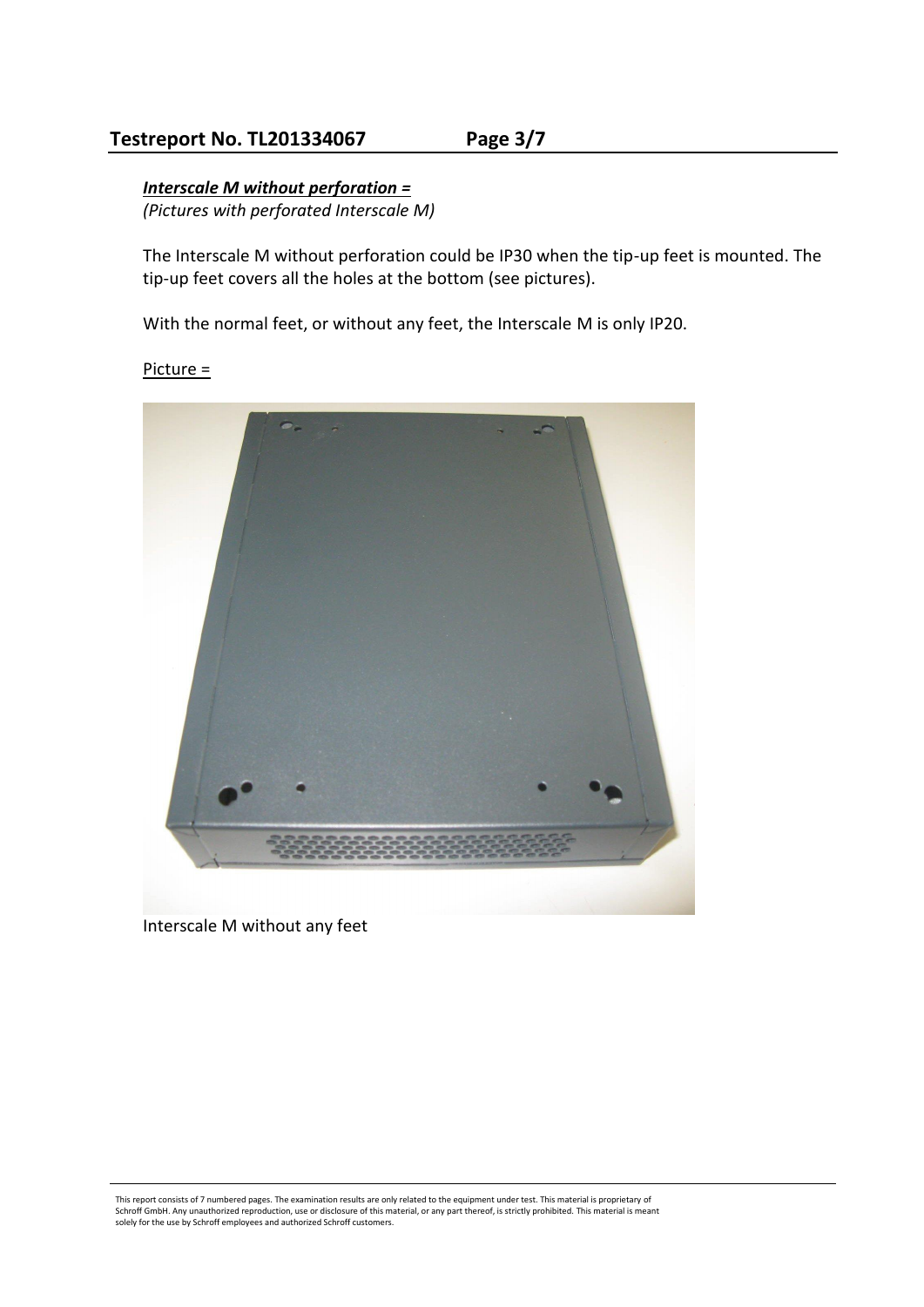***Interscale M without perforation =***

*(Pictures with perforated Interscale M)*

The Interscale M without perforation could be IP30 when the tip-up feet is mounted. The tip-up feet covers all the holes at the bottom (see pictures).

With the normal feet, or without any feet, the Interscale M is only IP20.

Picture =

Interscale M without any feet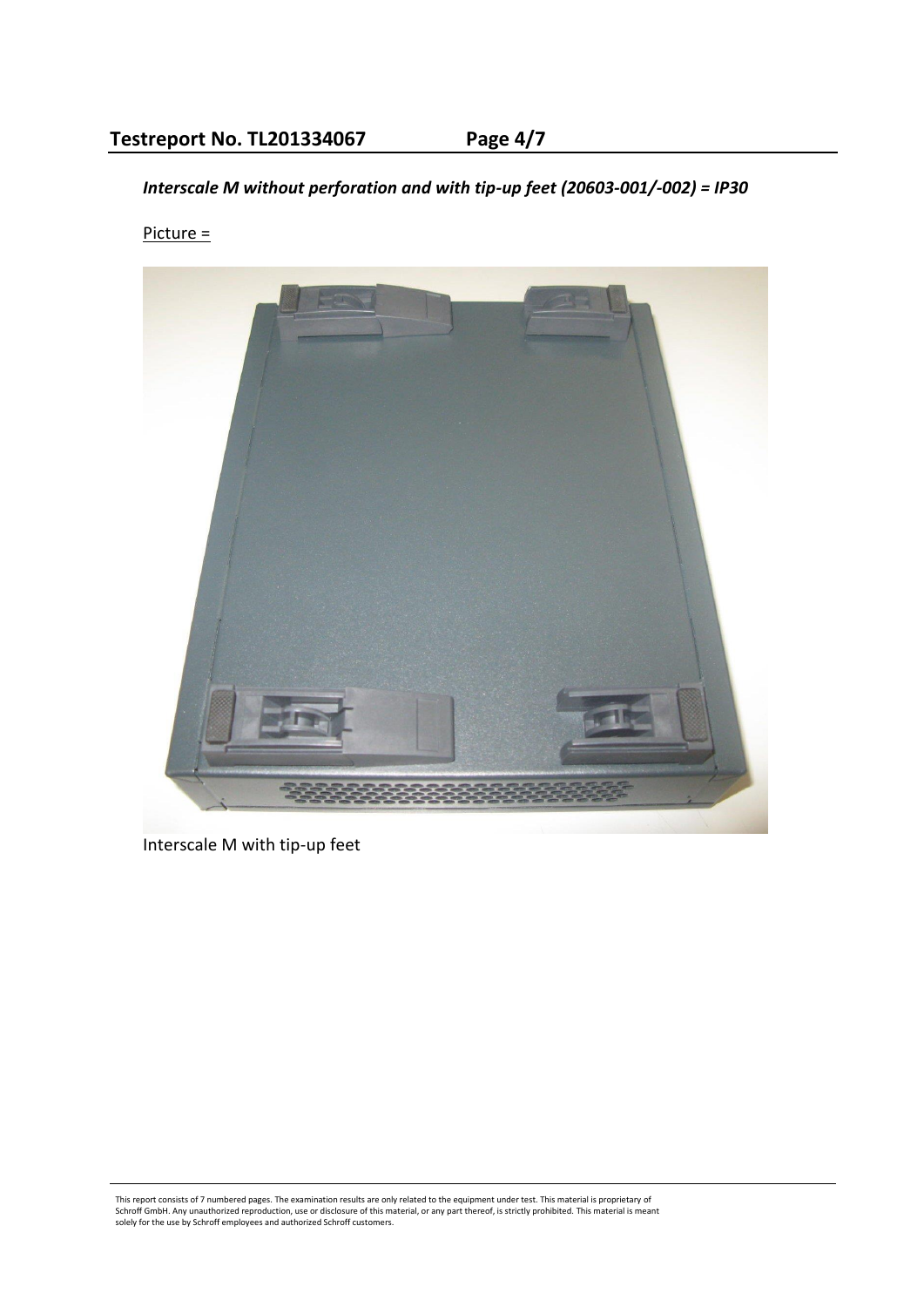*Interscale M without perforation and with tip-up feet (20603-001/-002) = IP30*

Picture =

Interscale M with tip-up feet

This report consists of 7 numbered pages. The examination results are only related to the equipment under test. This material is proprietary of Schroff GmbH. Any unauthorized reproduction, use or disclosure of this material, or any part thereof, is strictly prohibited. This material is meant solely for the use by Schroff employees and authorized Schroff customers.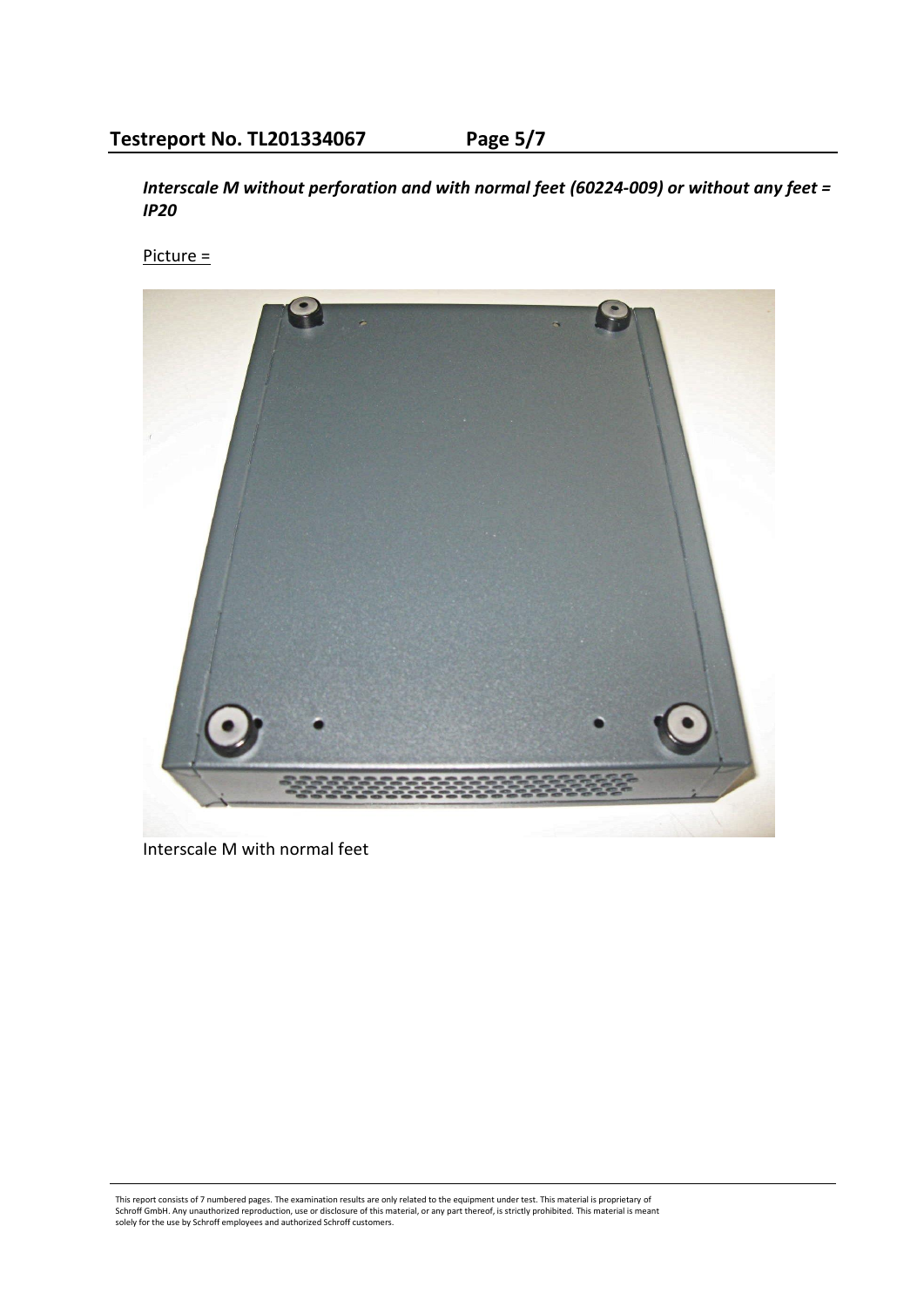***Interscale M without perforation and with normal feet (60224-009) or without any feet = IP20***

Picture =

Interscale M with normal feet

This report consists of 7 numbered pages. The examination results are only related to the equipment under test. This material is proprietary of Schroff GmbH. Any unauthorized reproduction, use or disclosure of this material, or any part thereof, is strictly prohibited. This material is meant solely for the use by Schroff employees and authorized Schroff customers.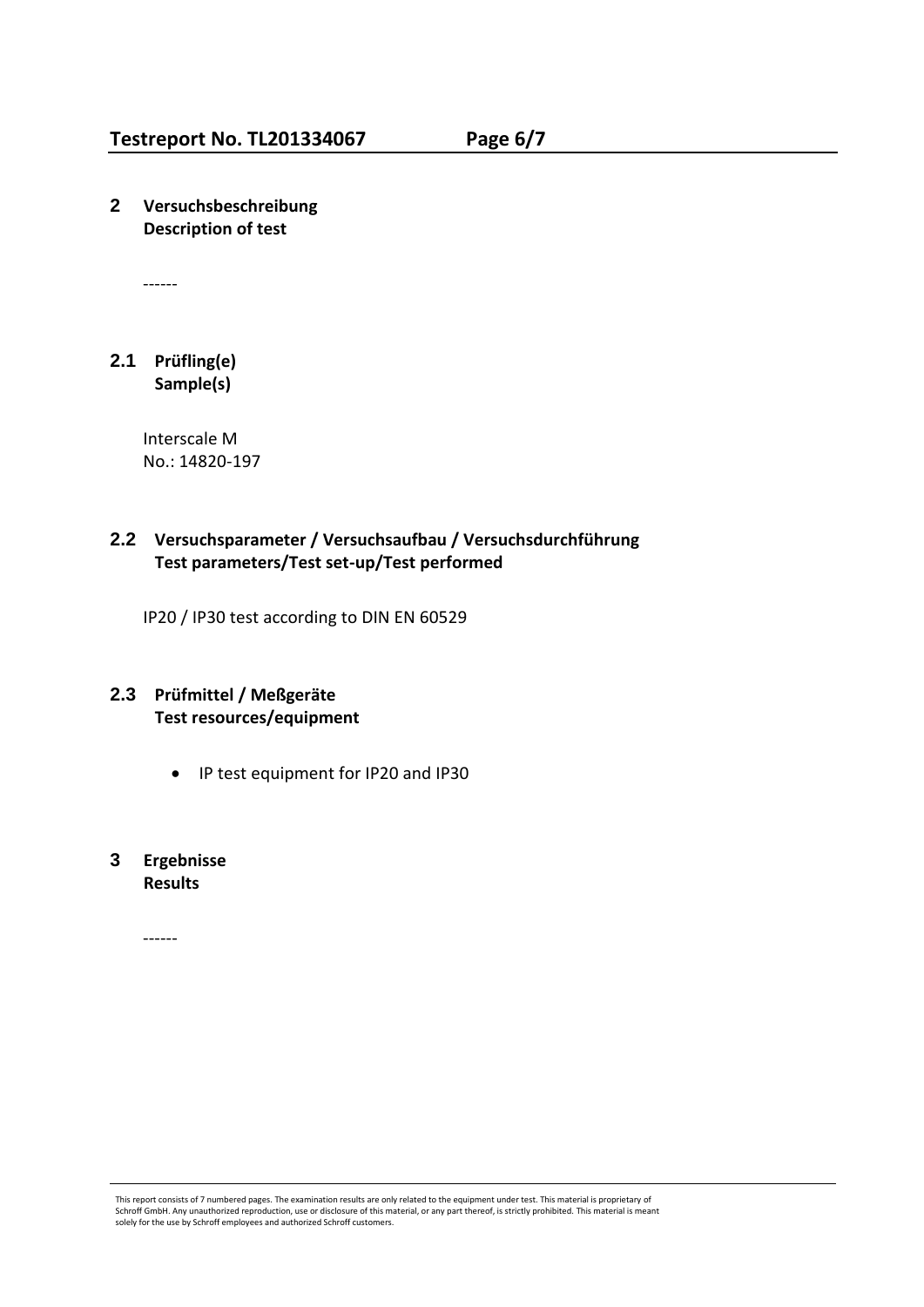## 2 Versuchsbeschreibung
## Description of test

------

### 2.1 Prüfling(e)
### Sample(s)

Interscale M
No.: 14820-197

### 2.2 Versuchsparameter / Versuchsaufbau / Versuchsdurchführung
### Test parameters/Test set-up/Test performed

IP20 / IP30 test according to DIN EN 60529

### 2.3 Prüfmittel / Meßgeräte
### Test resources/equipment

- IP test equipment for IP20 and IP30

## 3 Ergebnisse
## Results

------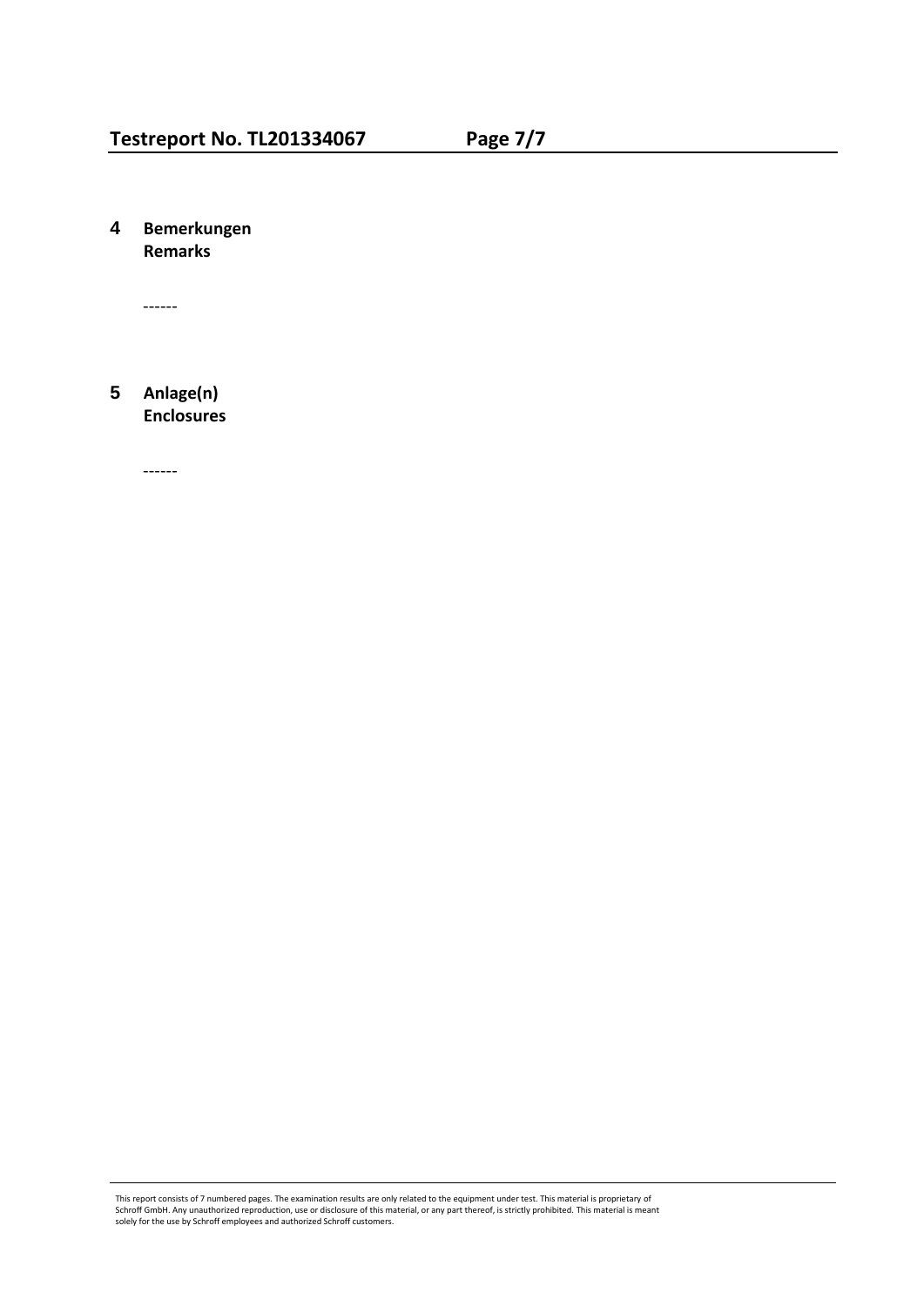## 4 Bemerkungen
**Remarks**

------

## 5 Anlage(n)
**Enclosures**

------

This report consists of 7 numbered pages. The examination results are only related to the equipment under test. This material is proprietary of Schroff GmbH. Any unauthorized reproduction, use or disclosure of this material, or any part thereof, is strictly prohibited. This material is meant solely for the use by Schroff employees and authorized Schroff customers.